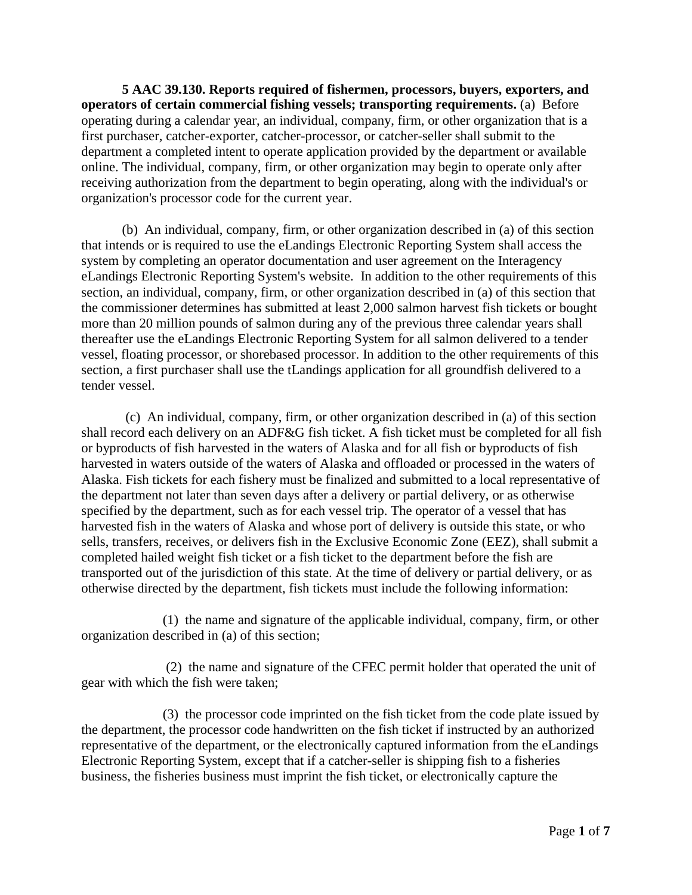**5 AAC 39.130. Reports required of fishermen, processors, buyers, exporters, and operators of certain commercial fishing vessels; transporting requirements.** (a) Before operating during a calendar year, an individual, company, firm, or other organization that is a first purchaser, catcher-exporter, catcher-processor, or catcher-seller shall submit to the department a completed intent to operate application provided by the department or available online. The individual, company, firm, or other organization may begin to operate only after receiving authorization from the department to begin operating, along with the individual's or organization's processor code for the current year.

(b) An individual, company, firm, or other organization described in (a) of this section that intends or is required to use the eLandings Electronic Reporting System shall access the system by completing an operator documentation and user agreement on the Interagency eLandings Electronic Reporting System's website. In addition to the other requirements of this section, an individual, company, firm, or other organization described in (a) of this section that the commissioner determines has submitted at least 2,000 salmon harvest fish tickets or bought more than 20 million pounds of salmon during any of the previous three calendar years shall thereafter use the eLandings Electronic Reporting System for all salmon delivered to a tender vessel, floating processor, or shorebased processor. In addition to the other requirements of this section, a first purchaser shall use the tLandings application for all groundfish delivered to a tender vessel.

(c) An individual, company, firm, or other organization described in (a) of this section shall record each delivery on an ADF&G fish ticket. A fish ticket must be completed for all fish or byproducts of fish harvested in the waters of Alaska and for all fish or byproducts of fish harvested in waters outside of the waters of Alaska and offloaded or processed in the waters of Alaska. Fish tickets for each fishery must be finalized and submitted to a local representative of the department not later than seven days after a delivery or partial delivery, or as otherwise specified by the department, such as for each vessel trip. The operator of a vessel that has harvested fish in the waters of Alaska and whose port of delivery is outside this state, or who sells, transfers, receives, or delivers fish in the Exclusive Economic Zone (EEZ), shall submit a completed hailed weight fish ticket or a fish ticket to the department before the fish are transported out of the jurisdiction of this state. At the time of delivery or partial delivery, or as otherwise directed by the department, fish tickets must include the following information:

(1) the name and signature of the applicable individual, company, firm, or other organization described in (a) of this section;

(2) the name and signature of the CFEC permit holder that operated the unit of gear with which the fish were taken;

(3) the processor code imprinted on the fish ticket from the code plate issued by the department, the processor code handwritten on the fish ticket if instructed by an authorized representative of the department, or the electronically captured information from the eLandings Electronic Reporting System, except that if a catcher-seller is shipping fish to a fisheries business, the fisheries business must imprint the fish ticket, or electronically capture the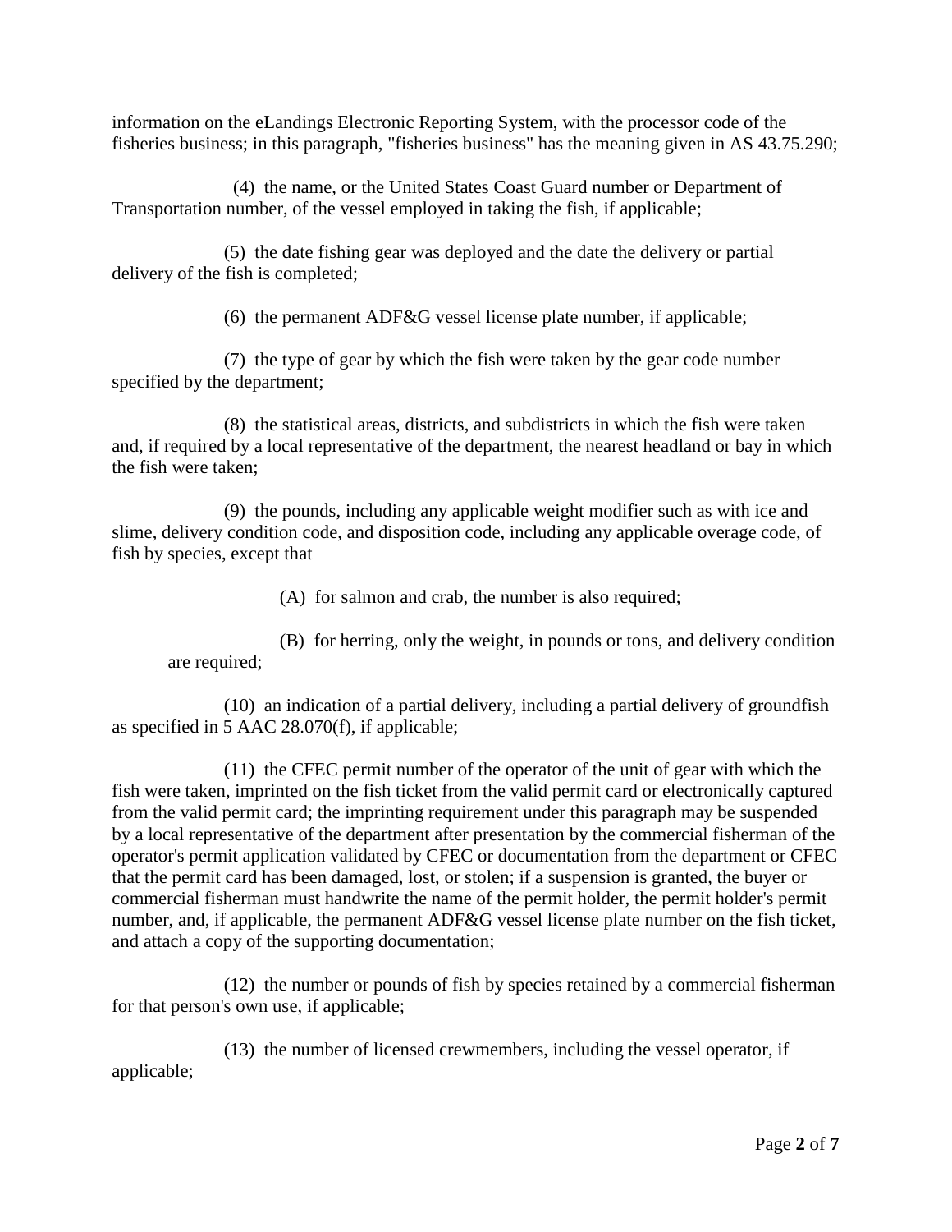information on the eLandings Electronic Reporting System, with the processor code of the fisheries business; in this paragraph, "fisheries business" has the meaning given in AS 43.75.290;

(4) the name, or the United States Coast Guard number or Department of Transportation number, of the vessel employed in taking the fish, if applicable;

(5) the date fishing gear was deployed and the date the delivery or partial delivery of the fish is completed;

(6) the permanent ADF&G vessel license plate number, if applicable;

(7) the type of gear by which the fish were taken by the gear code number specified by the department;

(8) the statistical areas, districts, and subdistricts in which the fish were taken and, if required by a local representative of the department, the nearest headland or bay in which the fish were taken;

(9) the pounds, including any applicable weight modifier such as with ice and slime, delivery condition code, and disposition code, including any applicable overage code, of fish by species, except that

(A) for salmon and crab, the number is also required;

(B) for herring, only the weight, in pounds or tons, and delivery condition are required;

(10) an indication of a partial delivery, including a partial delivery of groundfish as specified in 5 AAC 28.070(f), if applicable;

(11) the CFEC permit number of the operator of the unit of gear with which the fish were taken, imprinted on the fish ticket from the valid permit card or electronically captured from the valid permit card; the imprinting requirement under this paragraph may be suspended by a local representative of the department after presentation by the commercial fisherman of the operator's permit application validated by CFEC or documentation from the department or CFEC that the permit card has been damaged, lost, or stolen; if a suspension is granted, the buyer or commercial fisherman must handwrite the name of the permit holder, the permit holder's permit number, and, if applicable, the permanent ADF&G vessel license plate number on the fish ticket, and attach a copy of the supporting documentation;

(12) the number or pounds of fish by species retained by a commercial fisherman for that person's own use, if applicable;

(13) the number of licensed crewmembers, including the vessel operator, if applicable;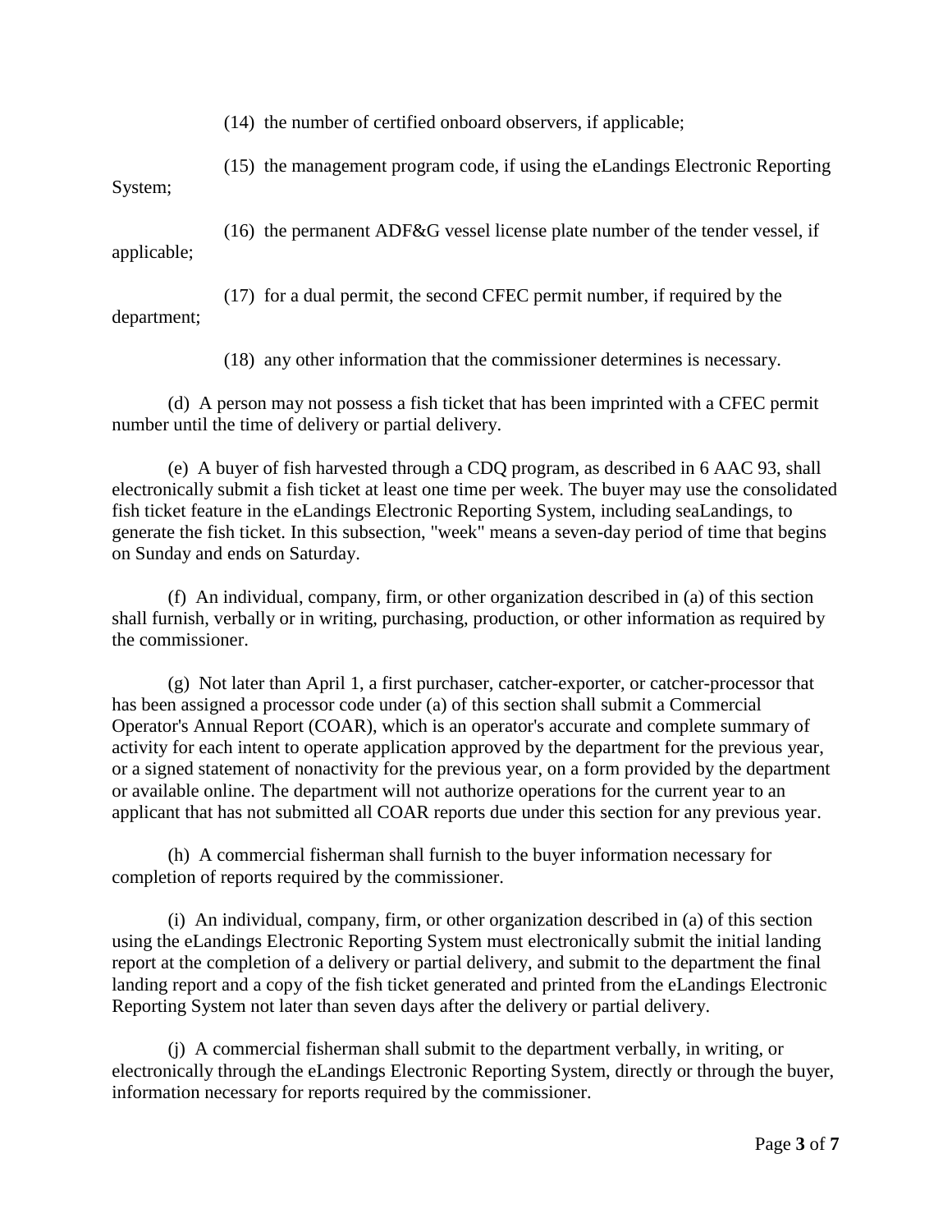(14) the number of certified onboard observers, if applicable;

(15) the management program code, if using the eLandings Electronic Reporting System;

(16) the permanent ADF&G vessel license plate number of the tender vessel, if applicable;

(17) for a dual permit, the second CFEC permit number, if required by the department;

(18) any other information that the commissioner determines is necessary.

(d) A person may not possess a fish ticket that has been imprinted with a CFEC permit number until the time of delivery or partial delivery.

(e) A buyer of fish harvested through a CDQ program, as described in 6 AAC 93, shall electronically submit a fish ticket at least one time per week. The buyer may use the consolidated fish ticket feature in the eLandings Electronic Reporting System, including seaLandings, to generate the fish ticket. In this subsection, "week" means a seven-day period of time that begins on Sunday and ends on Saturday.

(f) An individual, company, firm, or other organization described in (a) of this section shall furnish, verbally or in writing, purchasing, production, or other information as required by the commissioner.

(g) Not later than April 1, a first purchaser, catcher-exporter, or catcher-processor that has been assigned a processor code under (a) of this section shall submit a Commercial Operator's Annual Report (COAR), which is an operator's accurate and complete summary of activity for each intent to operate application approved by the department for the previous year, or a signed statement of nonactivity for the previous year, on a form provided by the department or available online. The department will not authorize operations for the current year to an applicant that has not submitted all COAR reports due under this section for any previous year.

(h) A commercial fisherman shall furnish to the buyer information necessary for completion of reports required by the commissioner.

(i) An individual, company, firm, or other organization described in (a) of this section using the eLandings Electronic Reporting System must electronically submit the initial landing report at the completion of a delivery or partial delivery, and submit to the department the final landing report and a copy of the fish ticket generated and printed from the eLandings Electronic Reporting System not later than seven days after the delivery or partial delivery.

(j) A commercial fisherman shall submit to the department verbally, in writing, or electronically through the eLandings Electronic Reporting System, directly or through the buyer, information necessary for reports required by the commissioner.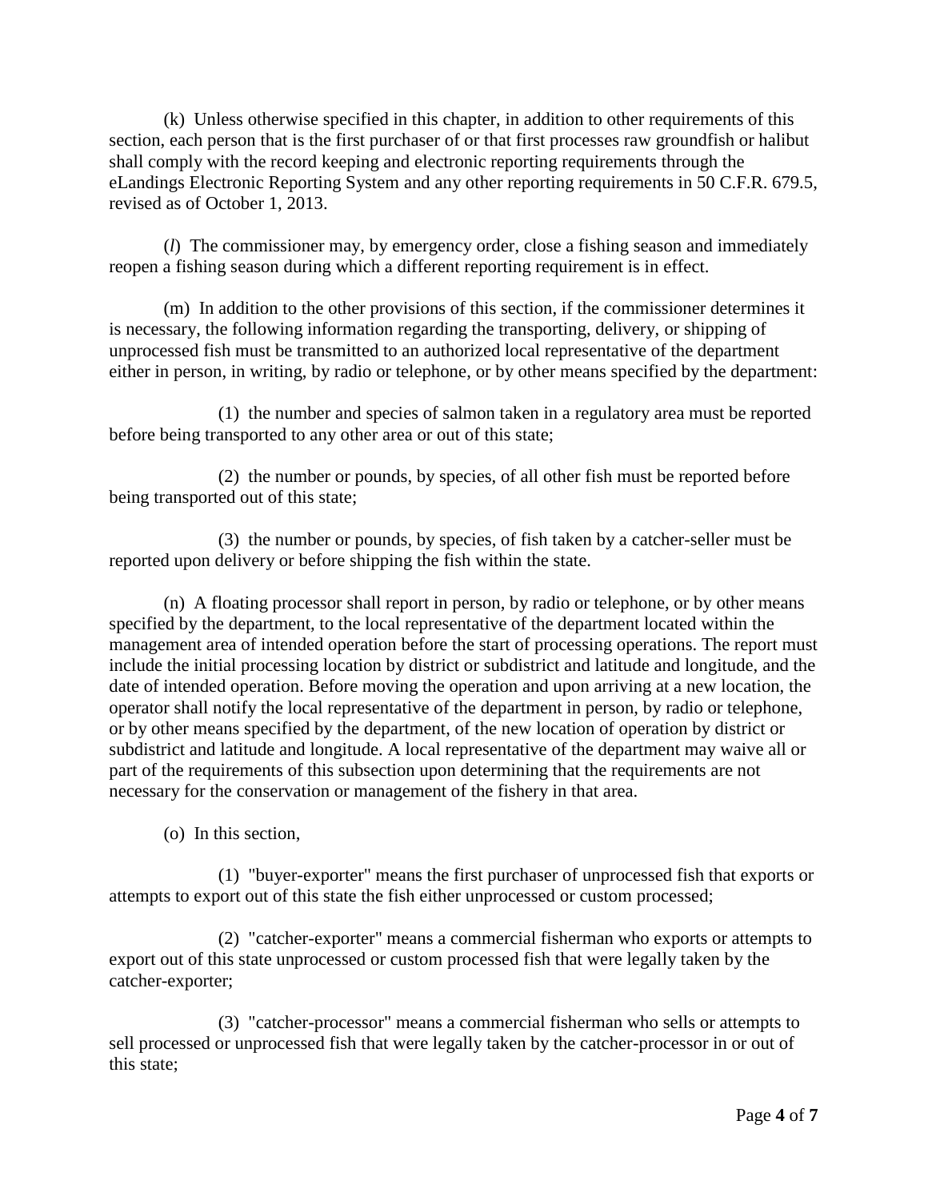(k) Unless otherwise specified in this chapter, in addition to other requirements of this section, each person that is the first purchaser of or that first processes raw groundfish or halibut shall comply with the record keeping and electronic reporting requirements through the eLandings Electronic Reporting System and any other reporting requirements in 50 C.F.R. 679.5, revised as of October 1, 2013.

(*l*) The commissioner may, by emergency order, close a fishing season and immediately reopen a fishing season during which a different reporting requirement is in effect.

(m) In addition to the other provisions of this section, if the commissioner determines it is necessary, the following information regarding the transporting, delivery, or shipping of unprocessed fish must be transmitted to an authorized local representative of the department either in person, in writing, by radio or telephone, or by other means specified by the department:

(1) the number and species of salmon taken in a regulatory area must be reported before being transported to any other area or out of this state;

(2) the number or pounds, by species, of all other fish must be reported before being transported out of this state;

(3) the number or pounds, by species, of fish taken by a catcher-seller must be reported upon delivery or before shipping the fish within the state.

(n) A floating processor shall report in person, by radio or telephone, or by other means specified by the department, to the local representative of the department located within the management area of intended operation before the start of processing operations. The report must include the initial processing location by district or subdistrict and latitude and longitude, and the date of intended operation. Before moving the operation and upon arriving at a new location, the operator shall notify the local representative of the department in person, by radio or telephone, or by other means specified by the department, of the new location of operation by district or subdistrict and latitude and longitude. A local representative of the department may waive all or part of the requirements of this subsection upon determining that the requirements are not necessary for the conservation or management of the fishery in that area.

(o) In this section,

(1) "buyer-exporter" means the first purchaser of unprocessed fish that exports or attempts to export out of this state the fish either unprocessed or custom processed;

(2) "catcher-exporter" means a commercial fisherman who exports or attempts to export out of this state unprocessed or custom processed fish that were legally taken by the catcher-exporter;

(3) "catcher-processor" means a commercial fisherman who sells or attempts to sell processed or unprocessed fish that were legally taken by the catcher-processor in or out of this state;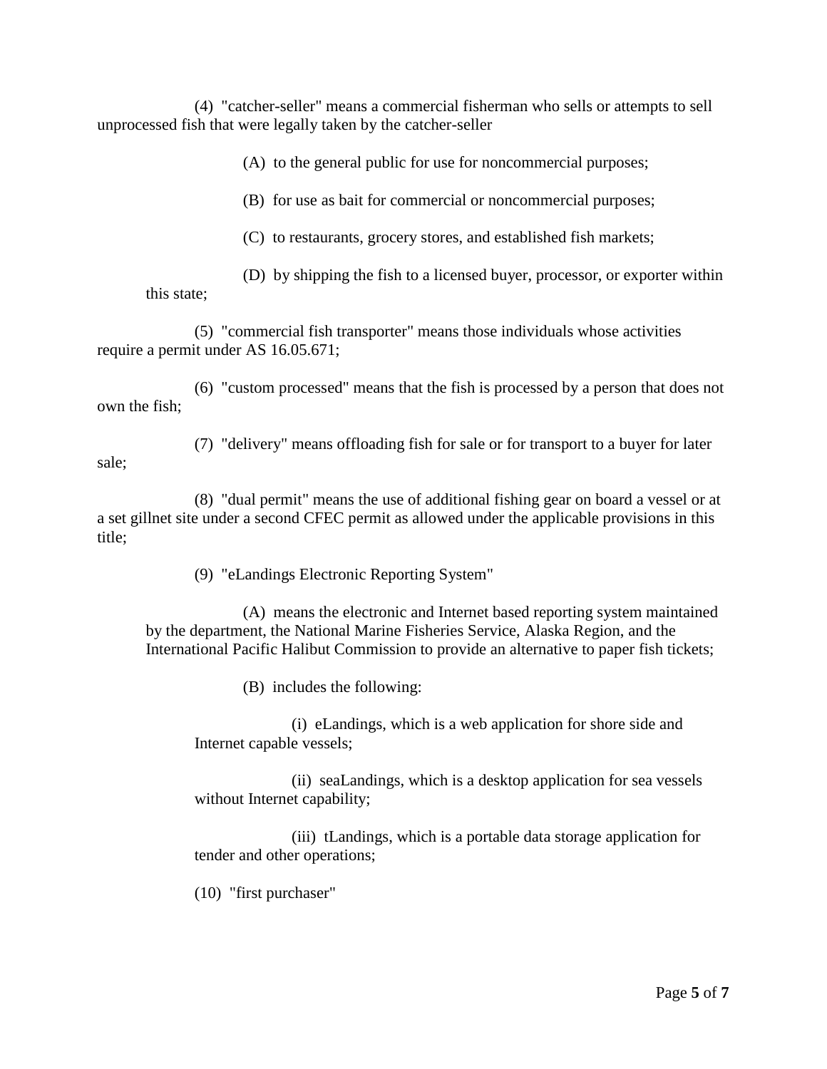(4) "catcher-seller" means a commercial fisherman who sells or attempts to sell unprocessed fish that were legally taken by the catcher-seller

(A) to the general public for use for noncommercial purposes;

(B) for use as bait for commercial or noncommercial purposes;

(C) to restaurants, grocery stores, and established fish markets;

(D) by shipping the fish to a licensed buyer, processor, or exporter within this state;

(5) "commercial fish transporter" means those individuals whose activities require a permit under AS 16.05.671;

(6) "custom processed" means that the fish is processed by a person that does not own the fish;

(7) "delivery" means offloading fish for sale or for transport to a buyer for later sale;

(8) "dual permit" means the use of additional fishing gear on board a vessel or at a set gillnet site under a second CFEC permit as allowed under the applicable provisions in this title;

(9) "eLandings Electronic Reporting System"

(A) means the electronic and Internet based reporting system maintained by the department, the National Marine Fisheries Service, Alaska Region, and the International Pacific Halibut Commission to provide an alternative to paper fish tickets;

(B) includes the following:

(i) eLandings, which is a web application for shore side and Internet capable vessels;

(ii) seaLandings, which is a desktop application for sea vessels without Internet capability;

(iii) tLandings, which is a portable data storage application for tender and other operations;

(10) "first purchaser"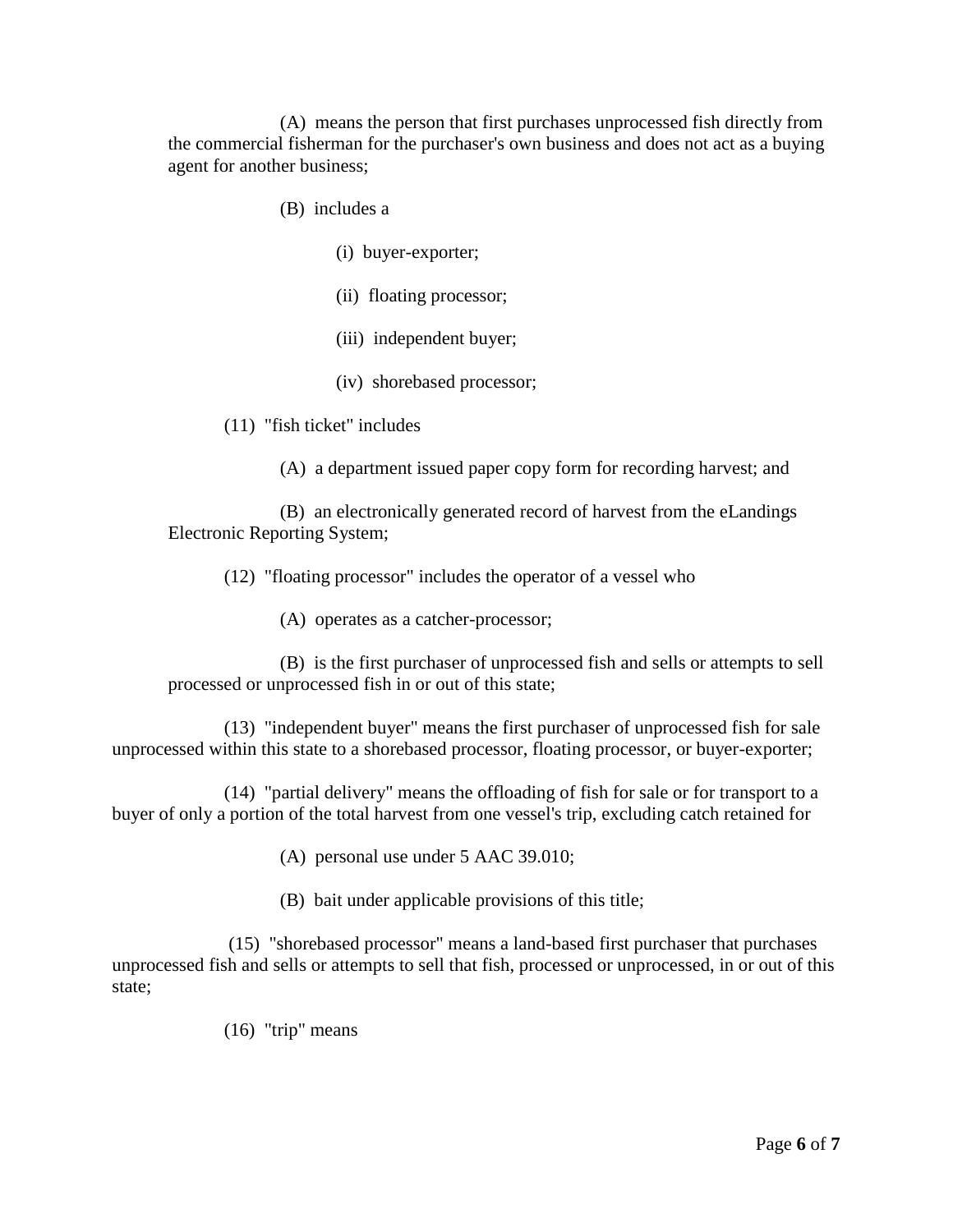(A) means the person that first purchases unprocessed fish directly from the commercial fisherman for the purchaser's own business and does not act as a buying agent for another business;

(B) includes a

(i) buyer-exporter;

(ii) floating processor;

(iii) independent buyer;

(iv) shorebased processor;

(11) "fish ticket" includes

(A) a department issued paper copy form for recording harvest; and

(B) an electronically generated record of harvest from the eLandings Electronic Reporting System;

(12) "floating processor" includes the operator of a vessel who

(A) operates as a catcher-processor;

(B) is the first purchaser of unprocessed fish and sells or attempts to sell processed or unprocessed fish in or out of this state;

(13) "independent buyer" means the first purchaser of unprocessed fish for sale unprocessed within this state to a shorebased processor, floating processor, or buyer-exporter;

(14) "partial delivery" means the offloading of fish for sale or for transport to a buyer of only a portion of the total harvest from one vessel's trip, excluding catch retained for

(A) personal use under 5 AAC 39.010;

(B) bait under applicable provisions of this title;

(15) "shorebased processor" means a land-based first purchaser that purchases unprocessed fish and sells or attempts to sell that fish, processed or unprocessed, in or out of this state;

(16) "trip" means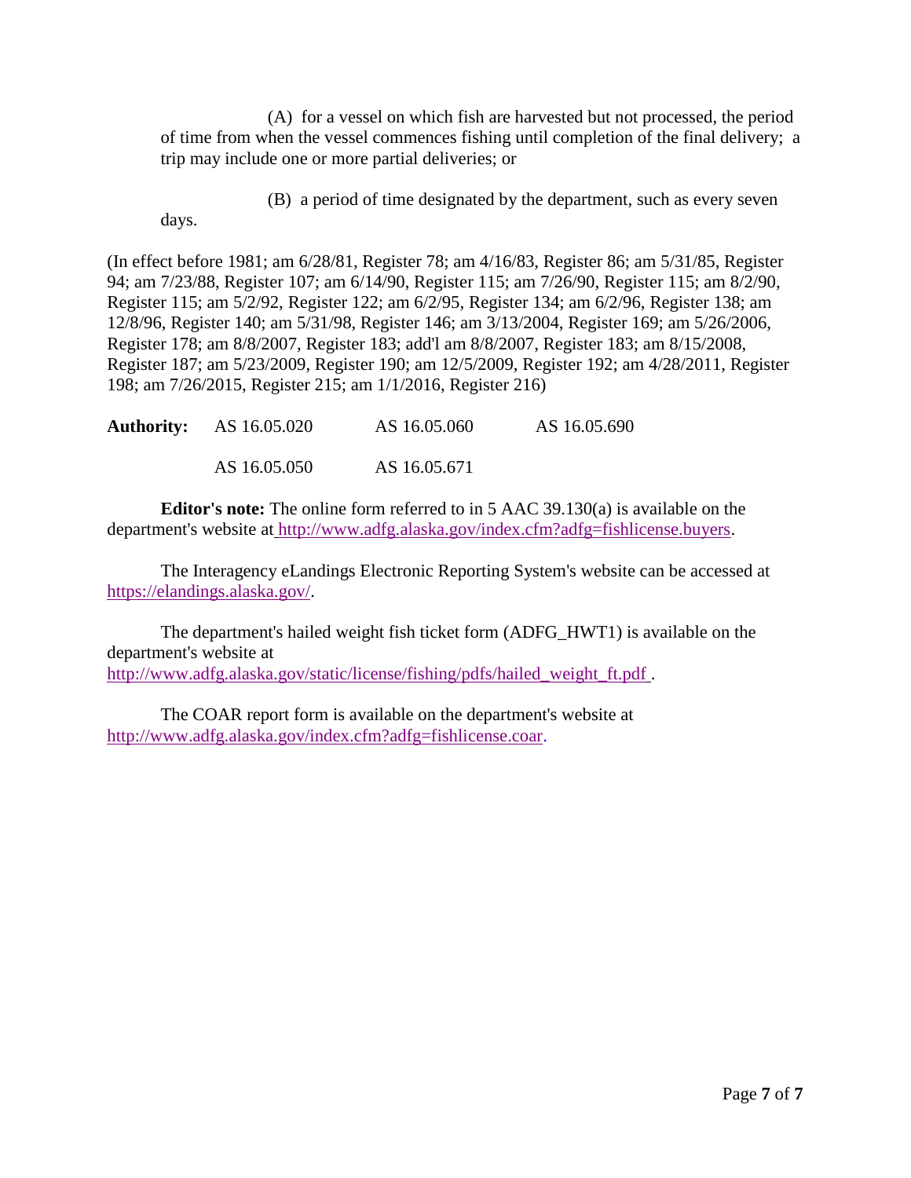(A) for a vessel on which fish are harvested but not processed, the period of time from when the vessel commences fishing until completion of the final delivery; a trip may include one or more partial deliveries; or

(B) a period of time designated by the department, such as every seven days.

(In effect before 1981; am 6/28/81, Register 78; am 4/16/83, Register 86; am 5/31/85, Register 94; am 7/23/88, Register 107; am 6/14/90, Register 115; am 7/26/90, Register 115; am 8/2/90, Register 115; am 5/2/92, Register 122; am 6/2/95, Register 134; am 6/2/96, Register 138; am 12/8/96, Register 140; am 5/31/98, Register 146; am 3/13/2004, Register 169; am 5/26/2006, Register 178; am 8/8/2007, Register 183; add'l am 8/8/2007, Register 183; am 8/15/2008, Register 187; am 5/23/2009, Register 190; am 12/5/2009, Register 192; am 4/28/2011, Register 198; am 7/26/2015, Register 215; am 1/1/2016, Register 216)

| | | | |
|---|---|---|---|
| **Authority:** | AS 16.05.020 | AS 16.05.060 | AS 16.05.690 |
| | AS 16.05.050 | AS 16.05.671 | |

**Editor's note:** The online form referred to in 5 AAC 39.130(a) is available on the department's website at http://www.adfg.alaska.gov/index.cfm?adfg=fishlicense.buyers.

The Interagency eLandings Electronic Reporting System's website can be accessed at https://elandings.alaska.gov/.

The department's hailed weight fish ticket form (ADFG_HWT1) is available on the department's website at http://www.adfg.alaska.gov/static/license/fishing/pdfs/hailed_weight_ft.pdf .

The COAR report form is available on the department's website at http://www.adfg.alaska.gov/index.cfm?adfg=fishlicense.coar.